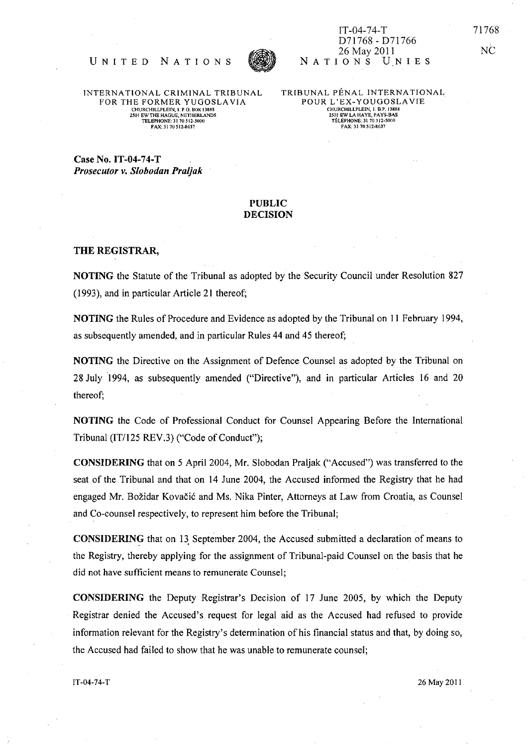IT-04-74-T
D71768 - D71766
26 May 2011

UNITED NATIONS — NATIONS UNIES

INTERNATIONAL CRIMINAL TRIBUNAL FOR THE FORMER YUGOSLAVIA
CHURCHILLPLEIN, 1. P.O. BOX 13888
2501 EW THE HAGUE, NETHERLANDS
TELEPHONE: 31 70 512-5000
FAX: 31 70 512-8637

TRIBUNAL PÉNAL INTERNATIONAL POUR L'EX-YOUGOSLAVIE
CHURCHILLPLEIN, 1. B.P. 13888
2501 EW LA HAYE, PAYS-BAS
TÉLÉPHONE: 31 70 512-5000
FAX: 31 70 512-8637

**Case No. IT-04-74-T**
***Prosecutor v. Slobodan Praljak***

**PUBLIC**
**DECISION**

**THE REGISTRAR,**

**NOTING** the Statute of the Tribunal as adopted by the Security Council under Resolution 827 (1993), and in particular Article 21 thereof;

**NOTING** the Rules of Procedure and Evidence as adopted by the Tribunal on 11 February 1994, as subsequently amended, and in particular Rules 44 and 45 thereof;

**NOTING** the Directive on the Assignment of Defence Counsel as adopted by the Tribunal on 28 July 1994, as subsequently amended ("Directive"), and in particular Articles 16 and 20 thereof;

**NOTING** the Code of Professional Conduct for Counsel Appearing Before the International Tribunal (IT/125 REV.3) ("Code of Conduct");

**CONSIDERING** that on 5 April 2004, Mr. Slobodan Praljak ("Accused") was transferred to the seat of the Tribunal and that on 14 June 2004, the Accused informed the Registry that he had engaged Mr. Božidar Kovačić and Ms. Nika Pinter, Attorneys at Law from Croatia, as Counsel and Co-counsel respectively, to represent him before the Tribunal;

**CONSIDERING** that on 13 September 2004, the Accused submitted a declaration of means to the Registry, thereby applying for the assignment of Tribunal-paid Counsel on the basis that he did not have sufficient means to remunerate Counsel;

**CONSIDERING** the Deputy Registrar's Decision of 17 June 2005, by which the Deputy Registrar denied the Accused's request for legal aid as the Accused had refused to provide information relevant for the Registry's determination of his financial status and that, by doing so, the Accused had failed to show that he was unable to remunerate counsel;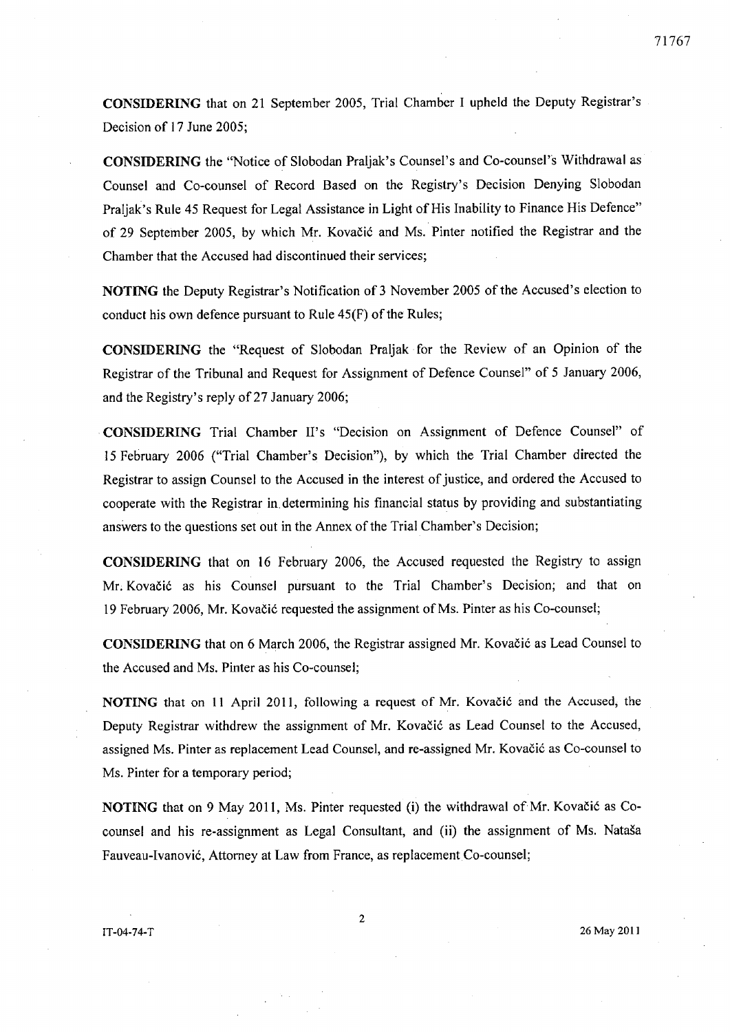**CONSIDERING** that on 21 September 2005, Trial Chamber I upheld the Deputy Registrar's Decision of 17 June 2005;

**CONSIDERING** the "Notice of Slobodan Praljak's Counsel's and Co-counsel's Withdrawal as Counsel and Co-counsel of Record Based on the Registry's Decision Denying Slobodan Praljak's Rule 45 Request for Legal Assistance in Light of His Inability to Finance His Defence" of 29 September 2005, by which Mr. Kovačić and Ms. Pinter notified the Registrar and the Chamber that the Accused had discontinued their services;

**NOTING** the Deputy Registrar's Notification of 3 November 2005 of the Accused's election to conduct his own defence pursuant to Rule 45(F) of the Rules;

**CONSIDERING** the "Request of Slobodan Praljak for the Review of an Opinion of the Registrar of the Tribunal and Request for Assignment of Defence Counsel" of 5 January 2006, and the Registry's reply of 27 January 2006;

**CONSIDERING** Trial Chamber II's "Decision on Assignment of Defence Counsel" of 15 February 2006 ("Trial Chamber's Decision"), by which the Trial Chamber directed the Registrar to assign Counsel to the Accused in the interest of justice, and ordered the Accused to cooperate with the Registrar in determining his financial status by providing and substantiating answers to the questions set out in the Annex of the Trial Chamber's Decision;

**CONSIDERING** that on 16 February 2006, the Accused requested the Registry to assign Mr. Kovačić as his Counsel pursuant to the Trial Chamber's Decision; and that on 19 February 2006, Mr. Kovačić requested the assignment of Ms. Pinter as his Co-counsel;

**CONSIDERING** that on 6 March 2006, the Registrar assigned Mr. Kovačić as Lead Counsel to the Accused and Ms. Pinter as his Co-counsel;

**NOTING** that on 11 April 2011, following a request of Mr. Kovačić and the Accused, the Deputy Registrar withdrew the assignment of Mr. Kovačić as Lead Counsel to the Accused, assigned Ms. Pinter as replacement Lead Counsel, and re-assigned Mr. Kovačić as Co-counsel to Ms. Pinter for a temporary period;

**NOTING** that on 9 May 2011, Ms. Pinter requested (i) the withdrawal of Mr. Kovačić as Co-counsel and his re-assignment as Legal Consultant, and (ii) the assignment of Ms. Nataša Fauveau-Ivanović, Attorney at Law from France, as replacement Co-counsel;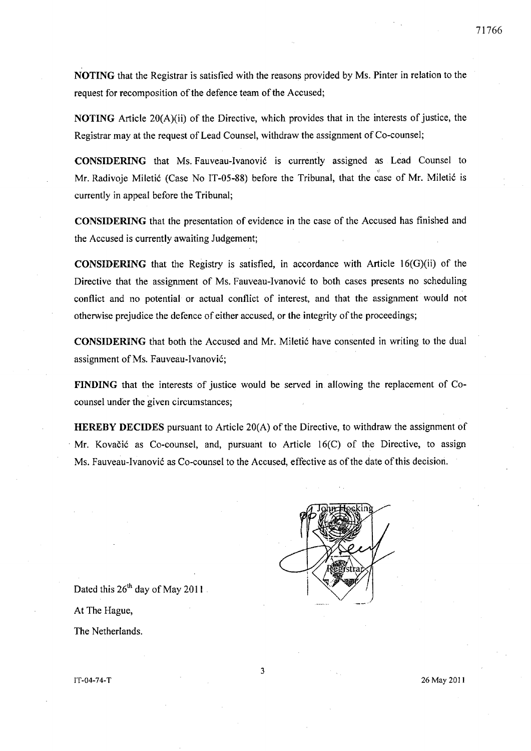**NOTING** that the Registrar is satisfied with the reasons provided by Ms. Pinter in relation to the request for recomposition of the defence team of the Accused;

**NOTING** Article 20(A)(ii) of the Directive, which provides that in the interests of justice, the Registrar may at the request of Lead Counsel, withdraw the assignment of Co-counsel;

**CONSIDERING** that Ms. Fauveau-Ivanović is currently assigned as Lead Counsel to Mr. Radivoje Miletić (Case No IT-05-88) before the Tribunal, that the case of Mr. Miletić is currently in appeal before the Tribunal;

**CONSIDERING** that the presentation of evidence in the case of the Accused has finished and the Accused is currently awaiting Judgement;

**CONSIDERING** that the Registry is satisfied, in accordance with Article 16(G)(ii) of the Directive that the assignment of Ms. Fauveau-Ivanović to both cases presents no scheduling conflict and no potential or actual conflict of interest, and that the assignment would not otherwise prejudice the defence of either accused, or the integrity of the proceedings;

**CONSIDERING** that both the Accused and Mr. Miletić have consented in writing to the dual assignment of Ms. Fauveau-Ivanović;

**FINDING** that the interests of justice would be served in allowing the replacement of Co-counsel under the given circumstances;

**HEREBY DECIDES** pursuant to Article 20(A) of the Directive, to withdraw the assignment of Mr. Kovačić as Co-counsel, and, pursuant to Article 16(C) of the Directive, to assign Ms. Fauveau-Ivanović as Co-counsel to the Accused, effective as of the date of this decision.

John Hocking
Registrar

Dated this 26th day of May 2011

At The Hague,

The Netherlands.